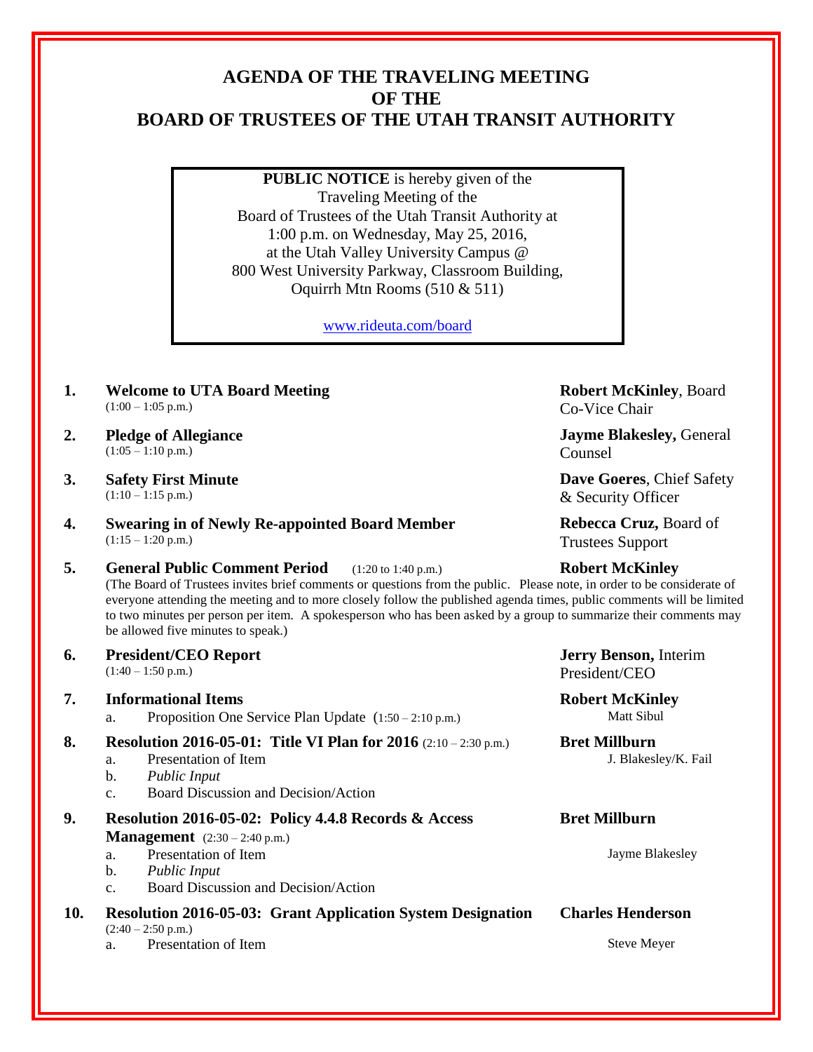# AGENDA OF THE TRAVELING MEETING OF THE BOARD OF TRUSTEES OF THE UTAH TRANSIT AUTHORITY

**PUBLIC NOTICE** is hereby given of the Traveling Meeting of the Board of Trustees of the Utah Transit Authority at 1:00 p.m. on Wednesday, May 25, 2016, at the Utah Valley University Campus @ 800 West University Parkway, Classroom Building, Oquirrh Mtn Rooms (510 & 511)

www.rideuta.com/board

1. **Welcome to UTA Board Meeting** (1:00 – 1:05 p.m.) — **Robert McKinley**, Board Co-Vice Chair

2. **Pledge of Allegiance** (1:05 – 1:10 p.m.) — **Jayme Blakesley,** General Counsel

3. **Safety First Minute** (1:10 – 1:15 p.m.) — **Dave Goeres**, Chief Safety & Security Officer

4. **Swearing in of Newly Re-appointed Board Member** (1:15 – 1:20 p.m.) — **Rebecca Cruz,** Board of Trustees Support

5. **General Public Comment Period** (1:20 to 1:40 p.m.) — **Robert McKinley**

   (The Board of Trustees invites brief comments or questions from the public. Please note, in order to be considerate of everyone attending the meeting and to more closely follow the published agenda times, public comments will be limited to two minutes per person per item. A spokesperson who has been asked by a group to summarize their comments may be allowed five minutes to speak.)

6. **President/CEO Report** (1:40 – 1:50 p.m.) — **Jerry Benson,** Interim President/CEO

7. **Informational Items** — **Robert McKinley**
   a. Proposition One Service Plan Update (1:50 – 2:10 p.m.) — Matt Sibul

8. **Resolution 2016-05-01: Title VI Plan for 2016** (2:10 – 2:30 p.m.) — **Bret Millburn**
   a. Presentation of Item — J. Blakesley/K. Fail
   b. *Public Input*
   c. Board Discussion and Decision/Action

9. **Resolution 2016-05-02: Policy 4.4.8 Records & Access Management** (2:30 – 2:40 p.m.) — **Bret Millburn**
   a. Presentation of Item — Jayme Blakesley
   b. *Public Input*
   c. Board Discussion and Decision/Action

10. **Resolution 2016-05-03: Grant Application System Designation** (2:40 – 2:50 p.m.) — **Charles Henderson**
    a. Presentation of Item — Steve Meyer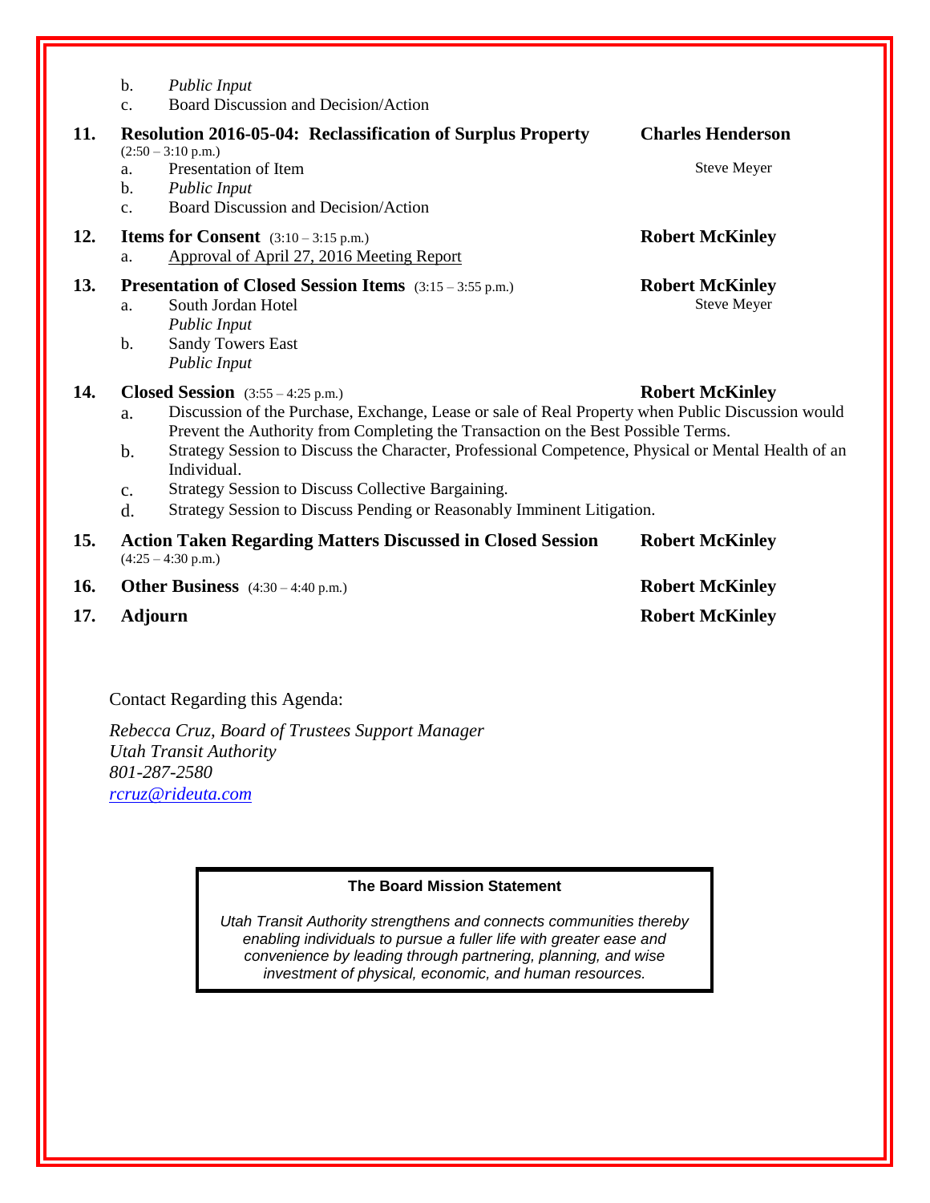b. *Public Input*
c. Board Discussion and Decision/Action

**11. Resolution 2016-05-04: Reclassification of Surplus Property** (2:50 – 3:10 p.m.) — **Charles Henderson**, Steve Meyer

a. Presentation of Item
b. *Public Input*
c. Board Discussion and Decision/Action

**12. Items for Consent** (3:10 – 3:15 p.m.) — **Robert McKinley**

a. Approval of April 27, 2016 Meeting Report

**13. Presentation of Closed Session Items** (3:15 – 3:55 p.m.) — **Robert McKinley**, Steve Meyer

a. South Jordan Hotel
   *Public Input*
b. Sandy Towers East
   *Public Input*

**14. Closed Session** (3:55 – 4:25 p.m.) — **Robert McKinley**

a. Discussion of the Purchase, Exchange, Lease or sale of Real Property when Public Discussion would Prevent the Authority from Completing the Transaction on the Best Possible Terms.
b. Strategy Session to Discuss the Character, Professional Competence, Physical or Mental Health of an Individual.
c. Strategy Session to Discuss Collective Bargaining.
d. Strategy Session to Discuss Pending or Reasonably Imminent Litigation.

**15. Action Taken Regarding Matters Discussed in Closed Session** (4:25 – 4:30 p.m.) — **Robert McKinley**

**16. Other Business** (4:30 – 4:40 p.m.) — **Robert McKinley**

**17. Adjourn** — **Robert McKinley**

Contact Regarding this Agenda:

*Rebecca Cruz, Board of Trustees Support Manager*
*Utah Transit Authority*
*801-287-2580*
*rcruz@rideuta.com*

**The Board Mission Statement**

*Utah Transit Authority strengthens and connects communities thereby enabling individuals to pursue a fuller life with greater ease and convenience by leading through partnering, planning, and wise investment of physical, economic, and human resources.*